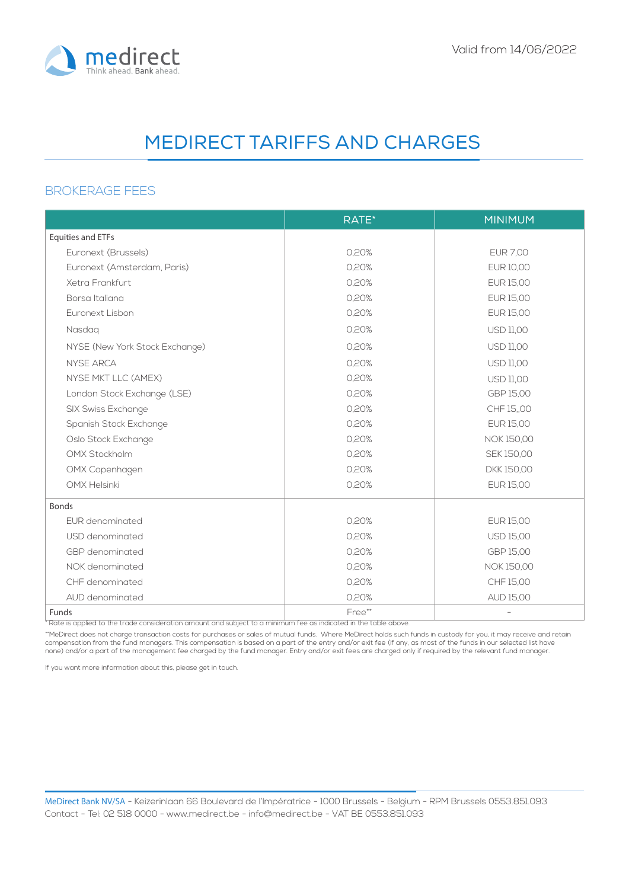Valid from 14/06/2022

# MEDIRECT TARIFFS AND CHARGES

## BROKERAGE FEES

| | RATE* | MINIMUM |
|---|---|---|
| Equities and ETFs | | |
| Euronext (Brussels) | 0,20% | EUR 7,00 |
| Euronext (Amsterdam, Paris) | 0,20% | EUR 10,00 |
| Xetra Frankfurt | 0,20% | EUR 15,00 |
| Borsa Italiana | 0,20% | EUR 15,00 |
| Euronext Lisbon | 0,20% | EUR 15,00 |
| Nasdaq | 0,20% | USD 11,00 |
| NYSE (New York Stock Exchange) | 0,20% | USD 11,00 |
| NYSE ARCA | 0,20% | USD 11,00 |
| NYSE MKT LLC (AMEX) | 0,20% | USD 11,00 |
| London Stock Exchange (LSE) | 0,20% | GBP 15,00 |
| SIX Swiss Exchange | 0,20% | CHF 15,,00 |
| Spanish Stock Exchange | 0,20% | EUR 15,00 |
| Oslo Stock Exchange | 0,20% | NOK 150,00 |
| OMX Stockholm | 0,20% | SEK 150,00 |
| OMX Copenhagen | 0,20% | DKK 150,00 |
| OMX Helsinki | 0,20% | EUR 15,00 |
| Bonds | | |
| EUR denominated | 0,20% | EUR 15,00 |
| USD denominated | 0,20% | USD 15,00 |
| GBP denominated | 0,20% | GBP 15,00 |
| NOK denominated | 0,20% | NOK 150,00 |
| CHF denominated | 0,20% | CHF 15,00 |
| AUD denominated | 0,20% | AUD 15,00 |
| Funds | Free** | - |

*Rate is applied to the trade consideration amount and subject to a minimum fee as indicated in the table above.

**MeDirect does not charge transaction costs for purchases or sales of mutual funds. Where MeDirect holds such funds in custody for you, it may receive and retain compensation from the fund managers. This compensation is based on a part of the entry and/or exit fee (if any, as most of the funds in our selected list have none) and/or a part of the management fee charged by the fund manager. Entry and/or exit fees are charged only if required by the relevant fund manager.

If you want more information about this, please get in touch.

MeDirect Bank NV/SA - Keizerinlaan 66 Boulevard de l'Impératrice - 1000 Brussels - Belgium - RPM Brussels 0553.851.093
Contact - Tel: 02 518 0000 - www.medirect.be - info@medirect.be - VAT BE 0553.851.093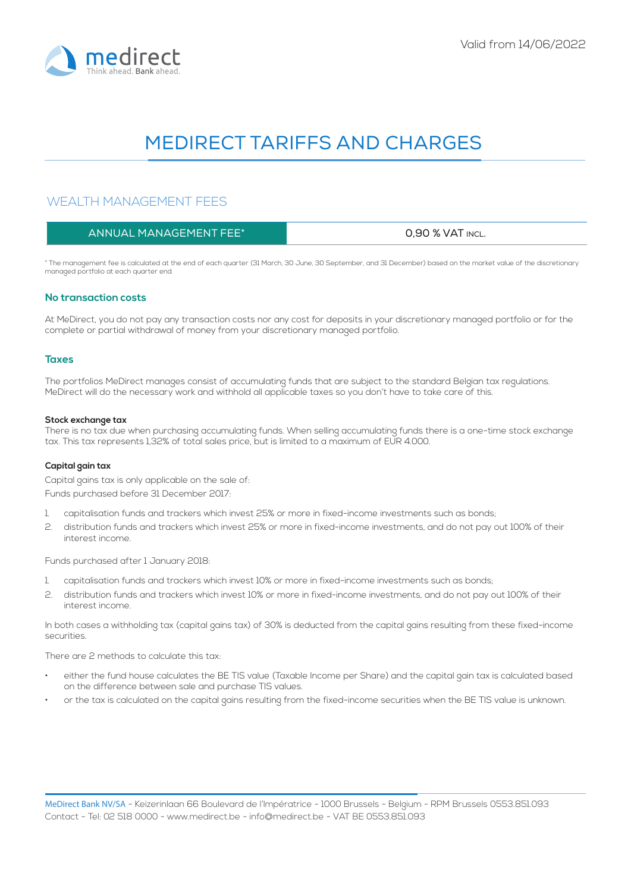Valid from 14/06/2022

# MEDIRECT TARIFFS AND CHARGES

## WEALTH MANAGEMENT FEES

| ANNUAL MANAGEMENT FEE* | 0,90 % VAT INCL. |
|---|---|

* The management fee is calculated at the end of each quarter (31 March, 30 June, 30 September, and 31 December) based on the market value of the discretionary managed portfolio at each quarter end.

### No transaction costs

At MeDirect, you do not pay any transaction costs nor any cost for deposits in your discretionary managed portfolio or for the complete or partial withdrawal of money from your discretionary managed portfolio.

### Taxes

The portfolios MeDirect manages consist of accumulating funds that are subject to the standard Belgian tax regulations. MeDirect will do the necessary work and withhold all applicable taxes so you don't have to take care of this.

**Stock exchange tax**

There is no tax due when purchasing accumulating funds. When selling accumulating funds there is a one-time stock exchange tax. This tax represents 1,32% of total sales price, but is limited to a maximum of EUR 4.000.

**Capital gain tax**

Capital gains tax is only applicable on the sale of:

Funds purchased before 31 December 2017:

1. capitalisation funds and trackers which invest 25% or more in fixed-income investments such as bonds;
2. distribution funds and trackers which invest 25% or more in fixed-income investments, and do not pay out 100% of their interest income.

Funds purchased after 1 January 2018:

1. capitalisation funds and trackers which invest 10% or more in fixed-income investments such as bonds;
2. distribution funds and trackers which invest 10% or more in fixed-income investments, and do not pay out 100% of their interest income.

In both cases a withholding tax (capital gains tax) of 30% is deducted from the capital gains resulting from these fixed-income securities.

There are 2 methods to calculate this tax:

- either the fund house calculates the BE TIS value (Taxable Income per Share) and the capital gain tax is calculated based on the difference between sale and purchase TIS values.
- or the tax is calculated on the capital gains resulting from the fixed-income securities when the BE TIS value is unknown.

MeDirect Bank NV/SA - Keizerinlaan 66 Boulevard de l'Impératrice - 1000 Brussels - Belgium - RPM Brussels 0553.851.093
Contact - Tel: 02 518 0000 - www.medirect.be - info@medirect.be - VAT BE 0553.851.093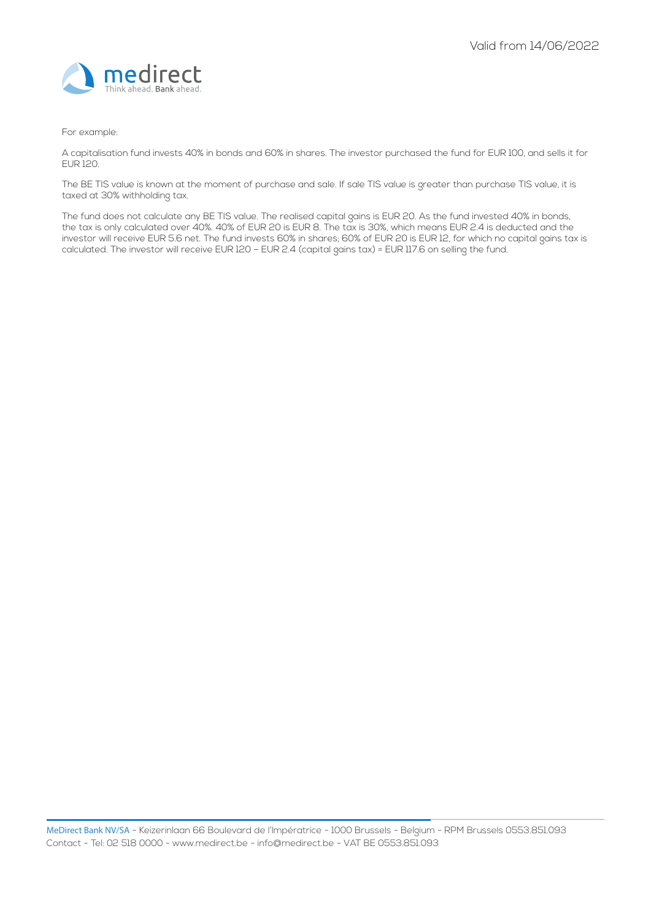For example:

A capitalisation fund invests 40% in bonds and 60% in shares. The investor purchased the fund for EUR 100, and sells it for EUR 120.

The BE TIS value is known at the moment of purchase and sale. If sale TIS value is greater than purchase TIS value, it is taxed at 30% withholding tax.

The fund does not calculate any BE TIS value. The realised capital gains is EUR 20. As the fund invested 40% in bonds, the tax is only calculated over 40%. 40% of EUR 20 is EUR 8. The tax is 30%, which means EUR 2.4 is deducted and the investor will receive EUR 5.6 net. The fund invests 60% in shares; 60% of EUR 20 is EUR 12, for which no capital gains tax is calculated. The investor will receive EUR 120 – EUR 2.4 (capital gains tax) = EUR 117.6 on selling the fund.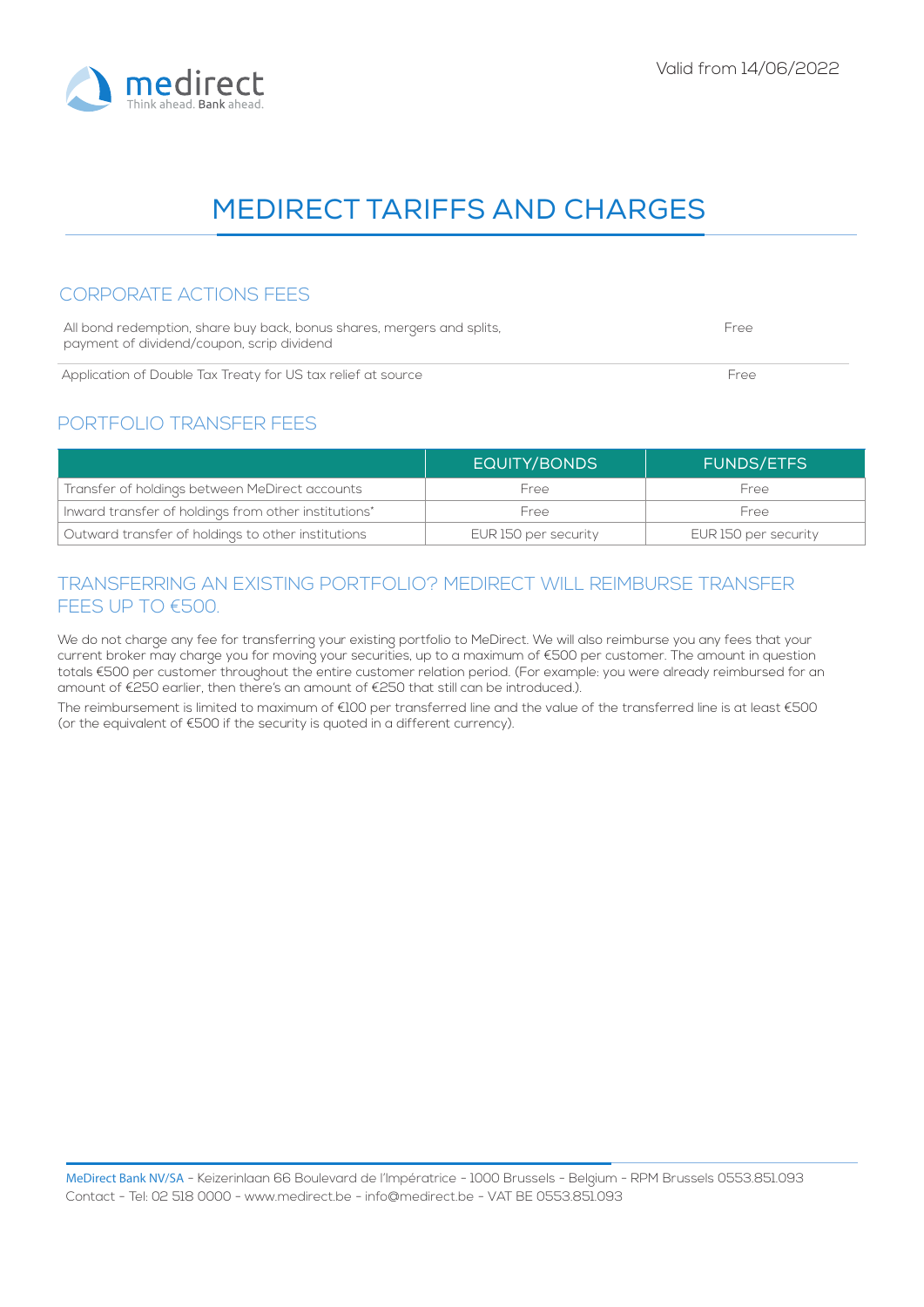Valid from 14/06/2022

# MEDIRECT TARIFFS AND CHARGES

## CORPORATE ACTIONS FEES

| | |
|---|---|
| All bond redemption, share buy back, bonus shares, mergers and splits, payment of dividend/coupon, scrip dividend | Free |
| Application of Double Tax Treaty for US tax relief at source | Free |

## PORTFOLIO TRANSFER FEES

| | EQUITY/BONDS | FUNDS/ETFS |
|---|---|---|
| Transfer of holdings between MeDirect accounts | Free | Free |
| Inward transfer of holdings from other institutions* | Free | Free |
| Outward transfer of holdings to other institutions | EUR 150 per security | EUR 150 per security |

## TRANSFERRING AN EXISTING PORTFOLIO? MEDIRECT WILL REIMBURSE TRANSFER FEES UP TO €500.

We do not charge any fee for transferring your existing portfolio to MeDirect. We will also reimburse you any fees that your current broker may charge you for moving your securities, up to a maximum of €500 per customer. The amount in question totals €500 per customer throughout the entire customer relation period. (For example: you were already reimbursed for an amount of €250 earlier, then there's an amount of €250 that still can be introduced.).

The reimbursement is limited to maximum of €100 per transferred line and the value of the transferred line is at least €500 (or the equivalent of €500 if the security is quoted in a different currency).

MeDirect Bank NV/SA - Keizerinlaan 66 Boulevard de l'Impératrice - 1000 Brussels - Belgium - RPM Brussels 0553.851.093
Contact - Tel: 02 518 0000 - www.medirect.be - info@medirect.be - VAT BE 0553.851.093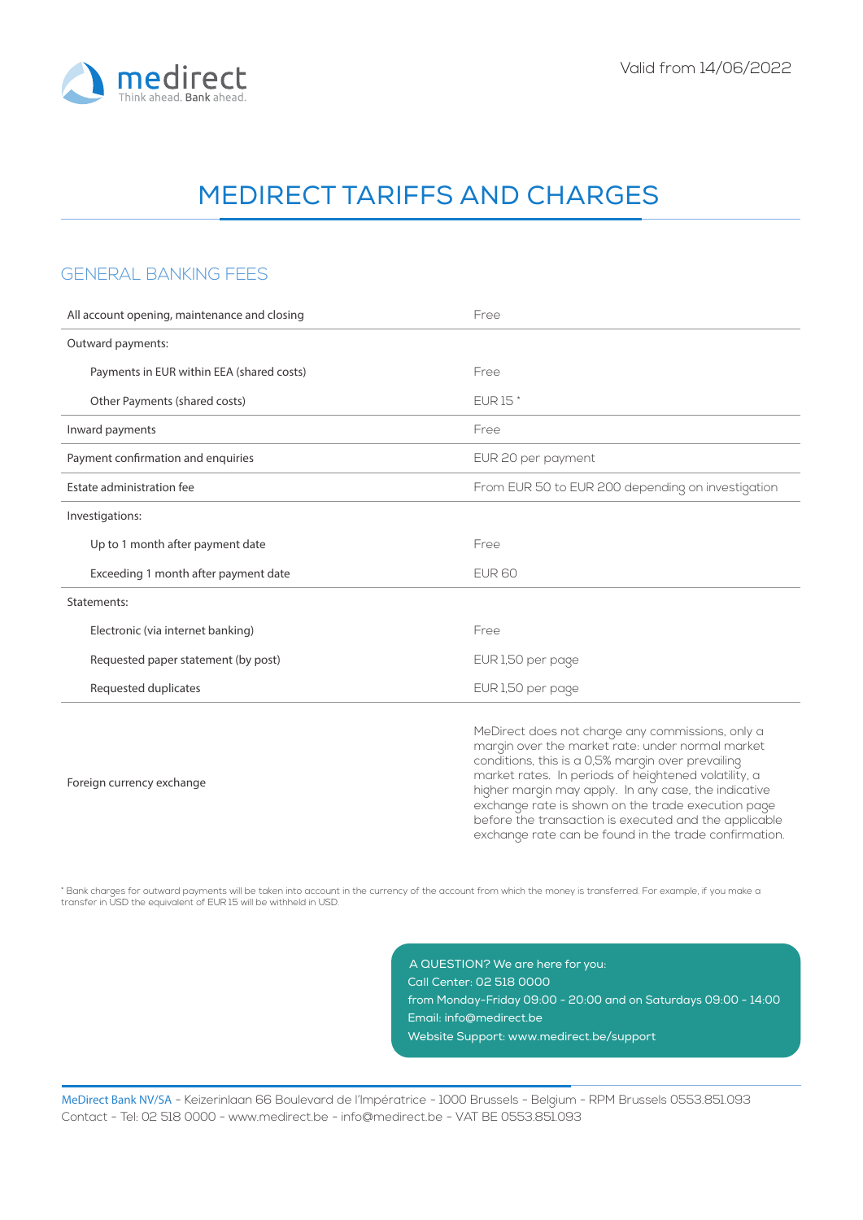Valid from 14/06/2022

# MEDIRECT TARIFFS AND CHARGES

## GENERAL BANKING FEES

| | |
|---|---|
| All account opening, maintenance and closing | Free |
| Outward payments: | |
| Payments in EUR within EEA (shared costs) | Free |
| Other Payments (shared costs) | EUR 15 * |
| Inward payments | Free |
| Payment confirmation and enquiries | EUR 20 per payment |
| Estate administration fee | From EUR 50 to EUR 200 depending on investigation |
| Investigations: | |
| Up to 1 month after payment date | Free |
| Exceeding 1 month after payment date | EUR 60 |
| Statements: | |
| Electronic (via internet banking) | Free |
| Requested paper statement (by post) | EUR 1,50 per page |
| Requested duplicates | EUR 1,50 per page |
| Foreign currency exchange | MeDirect does not charge any commissions, only a margin over the market rate: under normal market conditions, this is a 0,5% margin over prevailing market rates. In periods of heightened volatility, a higher margin may apply. In any case, the indicative exchange rate is shown on the trade execution page before the transaction is executed and the applicable exchange rate can be found in the trade confirmation. |

* Bank charges for outward payments will be taken into account in the currency of the account from which the money is transferred. For example, if you make a transfer in USD the equivalent of EUR 15 will be withheld in USD.

A QUESTION? We are here for you:
Call Center: 02 518 0000
from Monday-Friday 09:00 - 20:00 and on Saturdays 09:00 - 14:00
Email: info@medirect.be
Website Support: www.medirect.be/support

MeDirect Bank NV/SA - Keizerinlaan 66 Boulevard de l'Impératrice - 1000 Brussels - Belgium - RPM Brussels 0553.851.093
Contact - Tel: 02 518 0000 - www.medirect.be - info@medirect.be - VAT BE 0553.851.093